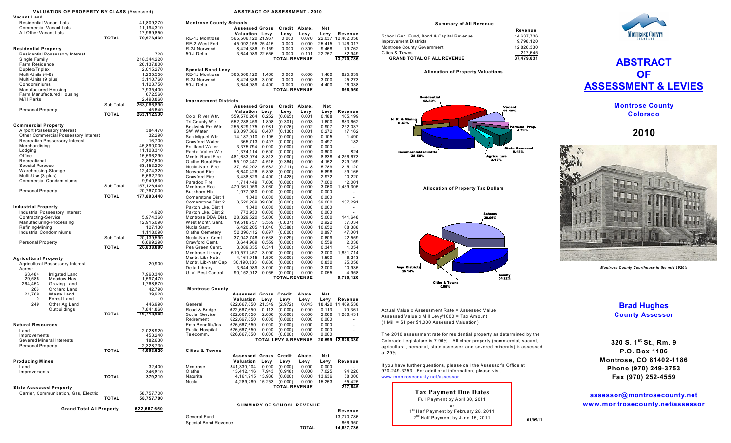## VALUATION OF PROPERTY BY CLASS (Assessed)

| | | |
|---|---|---|
| **Vacant Land** | | |
| Residential Vacant Lots | | 41,809,270 |
| Commercial Vacant Lots | | 11,194,310 |
| All Other Vacant Lots | | 17,969,850 |
| | **TOTAL** | 70,973,430 |
| **Residential Property** | | |
| Residential Possessory Interest | | 720 |
| Single Family | | 218,344,220 |
| Farm Residence | | 26,137,800 |
| Duplex/Triplex | | 2,015,270 |
| Multi-Units (4-8) | | 1,235,550 |
| Multi-Units (9 plus) | | 3,110,760 |
| Condominiums | | 1,123,750 |
| Manufactured Housing | | 7,935,400 |
| Farm Manufactured Housing | | 672,560 |
| M/H Parks | | 2,490,860 |
| | Sub Total | 263,066,890 |
| Personal Property | | 45,640 |
| | **TOTAL** | 263,112,530 |
| **Commercial Property** | | |
| Airport Possessory Interest | | 384,470 |
| Other Commercial Possessory Interest | | 32,290 |
| Recreation Possessory Interest | | 16,700 |
| Merchandising | | 45,890,000 |
| Lodging | | 11,108,310 |
| Office | | 15,596,290 |
| Recreational | | 2,867,500 |
| Special Purpose | | 53,153,200 |
| Warehousing-Storage | | 12,474,320 |
| Multi-Use (3 plus) | | 5,662,730 |
| Commercial Condominiums | | 9,940,630 |
| | Sub Total | 157,126,440 |
| Personal Property | | 20,767,000 |
| | **TOTAL** | 177,893,440 |
| **Industrial Property** | | |
| Industrial Possessory Interest | | 4,920 |
| Contracting-Service | | 5,974,360 |
| Manufacturing-Processing | | 12,915,090 |
| Refining-Mining | | 127,130 |
| Industrial Condominiums | | 1,118,090 |
| | Sub Total | 20,139,590 |
| Personal Property | | 6,699,290 |
| | **TOTAL** | 26,838,880 |
| **Agricultural Property** | | |
| Agricultural Possessory Interest | | 20,900 |
| Acres: | | |
| 63,484 Irrigated Land | | 7,960,340 |
| 29,586 Meadow Hay | | 1,597,470 |
| 264,453 Grazing Land | | 1,768,670 |
| 266 Orchard Land | | 42,790 |
| 21,769 Waste Land | | 39,920 |
| 0 Forest Land | | 0 |
| 249 Other Ag Land | | 446,990 |
| Outbuildings | | 7,841,860 |
| | **TOTAL** | 19,718,940 |
| **Natural Resources** | | |
| Land | | 2,028,920 |
| Improvements | | 453,240 |
| Severed Mineral Interests | | 182,630 |
| Personal Property | | 2,328,730 |
| | **TOTAL** | 4,993,520 |
| **Producing Mines** | | |
| Land | | 32,400 |
| Improvements | | 346,810 |
| | **TOTAL** | 379,210 |
| **State Assessed Property** | | |
| Carrier, Communication, Gas, Electric | | 58,757,700 |
| | **TOTAL** | 58,757,700 |
| **Grand Total All Property** | | 622,667,650 |

## ABSTRACT OF ASSESSMENT - 2010

### Montrose County Schools

| | Assessed Valuation | Gross Levy | Credit Levy | Abate. Levy | Net Levy | Revenue |
|---|---|---|---|---|---|---|
| RE-1J Montrose | 565,506,120 | 21.967 | 0.000 | 0.070 | 22.037 | 12,462,058 |
| RE-2 West End | 45,092,155 | 25.415 | 0.000 | 0.000 | 25.415 | 1,146,017 |
| R-2J Norwood | 8,424,386 | 9.159 | 0.000 | 0.309 | 9.468 | 79,762 |
| 50-J Delta | 3,644,989 | 22.656 | 0.000 | 0.101 | 22.757 | 82,949 |
| | | | **TOTAL REVENUE** | | | 13,770,786 |

### Special Bond Levy

| | Assessed Valuation | Gross Levy | Credit Levy | Abate. Levy | Net Levy | Revenue |
|---|---|---|---|---|---|---|
| RE-1J Montrose | 565,506,120 | 1.460 | 0.000 | 0.000 | 1.460 | 825,639 |
| R-2J Norwood | 8,424,386 | 3.000 | 0.000 | 0.000 | 3.000 | 25,273 |
| 50-J Delta | 3,644,989 | 4.400 | 0.000 | 0.000 | 4.400 | 16,038 |
| | | | **TOTAL REVENUE** | | | 866,950 |

### Improvement Districts

| | Assessed Valuation | Gross Levy | Credit Levy | Abate. Levy | Net Levy | Revenue |
|---|---|---|---|---|---|---|
| Colo. River Wtr. | 559,570,264 | 0.252 | (0.065) | 0.001 | 0.188 | 105,199 |
| Tri-County Wtr. | 552,288,459 | 1.898 | (0.301) | 0.003 | 1.600 | 883,662 |
| Bostwick Prk Wtr. | 255,829,175 | 0.981 | (0.076) | 0.002 | 0.907 | 232,037 |
| SW Water | 63,097,386 | 0.407 | (0.136) | 0.001 | 0.272 | 17,162 |
| San Miguel Wtr. | 14,187,010 | 0.105 | (0.000) | 0.000 | 0.105 | 1,490 |
| Crawford Water | 365,713 | 0.497 | (0.000) | 0.000 | 0.497 | 182 |
| Fruitland Water | 3,375,794 | 0.000 | (0.000) | 0.000 | 0.000 | - |
| Pardx. Valley Wtr. | 1,374,114 | 0.600 | (0.000) | 0.000 | 0.600 | 824 |
| Montr. Rural Fire | 481,633,074 | 8.813 | (0.000) | 0.025 | 8.838 | 4,256,673 |
| Olathe Rural Fire | 55,192,447 | 4.516 | (0.364) | 0.000 | 4.152 | 229,159 |
| Nucla-Natr. Fire | 37,160,202 | 5.582 | (0.211) | 0.418 | 5.789 | 215,120 |
| Norwood Fire | 6,640,426 | 5.898 | (0.000) | 0.000 | 5.898 | 39,165 |
| Crawford Fire | 3,438,829 | 4.400 | (1.428) | 0.000 | 2.972 | 10,220 |
| Paradox Fire | 1,714,449 | 7.000 | (0.000) | 0.000 | 7.000 | 12,001 |
| Montrose Rec. | 470,361,059 | 3.060 | (0.000) | 0.000 | 3.060 | 1,439,305 |
| Buckhorn Hts. | 1,077,080 | 0.000 | (0.000) | 0.000 | 0.000 | - |
| Cornerstone Dist 1 | 1,040 | 0.000 | (0.000) | 0.000 | 0.000 | - |
| Cornerstone Dist 2 | 3,520,289 | 39.000 | (0.000) | 0.000 | 39.000 | 137,291 |
| Paxton Lke. Dist 1 | 1,040 | 0.000 | (0.000) | 0.000 | 0.000 | - |
| Paxton Lke. Dist 2 | 773,930 | 0.000 | (0.000) | 0.000 | 0.000 | - |
| Montrose DDA Dist. | 28,329,520 | 5.000 | (0.000) | 0.000 | 5.000 | 141,648 |
| West Montr. Sant. | 19,518,757 | 3.559 | (0.637) | 0.000 | 2.922 | 57,034 |
| Nucla Sant. | 6,420,205 | 11.040 | (0.388) | 0.000 | 10.652 | 68,388 |
| Olathe Cemetery | 52,398,112 | 0.897 | (0.000) | 0.000 | 0.897 | 47,001 |
| Nucla-Natr. Cemt. | 37,042,748 | 0.638 | (0.029) | 0.000 | 0.609 | 22,559 |
| Crawford Cemt. | 3,644,989 | 0.559 | (0.000) | 0.000 | 0.559 | 2,038 |
| Pea Green Cemt. | 3,089,835 | 0.341 | (0.000) | 0.000 | 0.341 | 1,054 |
| Montrose Library | 610,571,457 | 3.000 | (0.000) | 0.000 | 3.000 | 1,831,714 |
| Montr. Libr-Natr. | 4,161,915 | 1.500 | (0.000) | 0.000 | 1.500 | 6,243 |
| Montr. Lib-Natr Cap | 30,190,383 | 0.830 | (0.000) | 0.000 | 0.830 | 25,058 |
| Delta Library | 3,644,989 | 3.000 | (0.000) | 0.000 | 3.000 | 10,935 |
| U. V. Pest Control | 90,152,912 | 0.055 | (0.000) | 0.000 | 0.055 | 4,958 |
| | | | **TOTAL REVENUE** | | | 9,798,120 |

### Montrose County

| | Assessed Valuation | Gross Levy | Credit Levy | Abate. Levy | Net Levy | Revenue |
|---|---|---|---|---|---|---|
| General | 622,667,650 | 21.349 | (2.972) | 0.043 | 18.420 | 11,469,538 |
| Road & Bridge | 622,667,650 | 0.113 | (0.000) | 0.000 | 0.113 | 70,361 |
| Social Service | 622,667,650 | 2.066 | (0.000) | 0.000 | 2.066 | 1,286,431 |
| Retirement | 622,667,650 | 0.000 | (0.000) | 0.000 | 0.000 | - |
| Emp Benefits/Ins. | 626,667,650 | 0.000 | (0.000) | 0.000 | 0.000 | - |
| Public Hospital | 626,667,650 | 0.000 | (0.000) | 0.000 | 0.000 | - |
| Telecomm. | 626,667,650 | 0.000 | (0.000) | 0.000 | 0.000 | |
| | | **TOTAL LEVY & REVENUE** | | | 20.599 | 12,826,330 |

### Cities & Towns

| | Assessed Valuation | Gross Levy | Credit Levy | Abate. Levy | Net Levy | Revenue |
|---|---|---|---|---|---|---|
| Montrose | 341,330,104 | 0.000 | (0.000) | 0.000 | 0.000 | - |
| Olathe | 13,412,116 | 7.943 | (0.918) | 0.000 | 7.025 | 94,220 |
| Naturita | 4,161,915 | 13.936 | (0.000) | 0.000 | 13.936 | 58,000 |
| Nucla | 4,289,289 | 15.253 | (0.000) | 0.000 | 15.253 | 65,425 |
| | | | **TOTAL REVENUE** | | | 217,645 |

### SUMMARY OF SCHOOL REVENUE

| | | Revenue |
|---|---|---|
| General Fund | | 13,770,786 |
| Special Bond Revenue | | 866,950 |
| | **TOTAL** | 14,637,736 |

### Summary of All Revenue

| | Revenue |
|---|---|
| School Gen. Fund, Bond & Capital Revenue | 14,637,736 |
| Improvement Districts | 9,798,120 |
| Montrose County Government | 12,826,330 |
| Cities & Towns | 217,645 |
| **GRAND TOTAL OF ALL REVENUE** | 37,479,831 |

### Allocation of Property Valuations

Residential 42.30%; Vacant 11.40%; Personal Prop. 4.79%; State Assessed 9.44%; Agriculture 3.17%; Commercial/Industrial 28.50%; N. R. & Mining 0.40%

### Allocation of Property Tax Dollars

Schools 39.06%; County 34.22%; Cities & Towns 0.58%; Impr. Districts 26.14%

Actual Value x Assessment Rate = Assessed Value
Assessed Value x Mill Levy/1000 = Tax Amount
(1 Mill = $1 per $1,000 Assessed Valuation)

The 2010 assessment rate for residential property as determined by the Colorado Legislature is 7.96%. All other property (commercial, vacant, agricultural, personal, state assessed and severed minerals) is assessed at 29%.

If you have further questions, please call the Assessor's Office at 970-249-3753. For additional information, please visit www.montrosecounty.net/assessor.

**Tax Payment Due Dates**

Full Payment by April 30, 2011
or
1st Half Payment by February 28, 2011
2nd Half Payment by June 15, 2011

01/05/11

MONTROSE COUNTY COLORADO

# ABSTRACT OF ASSESSMENT & LEVIES

**Montrose County Colorado**

**2010**

*Montrose County Courthouse in the mid 1920's*

**Brad Hughes**
**County Assessor**

**320 S. 1st St., Rm. 9**
**P.O. Box 1186**
**Montrose, CO 81402-1186**
**Phone (970) 249-3753**
**Fax (970) 252-4559**

**assessor@montrosecounty.net**
**www.montrosecounty.net/assessor**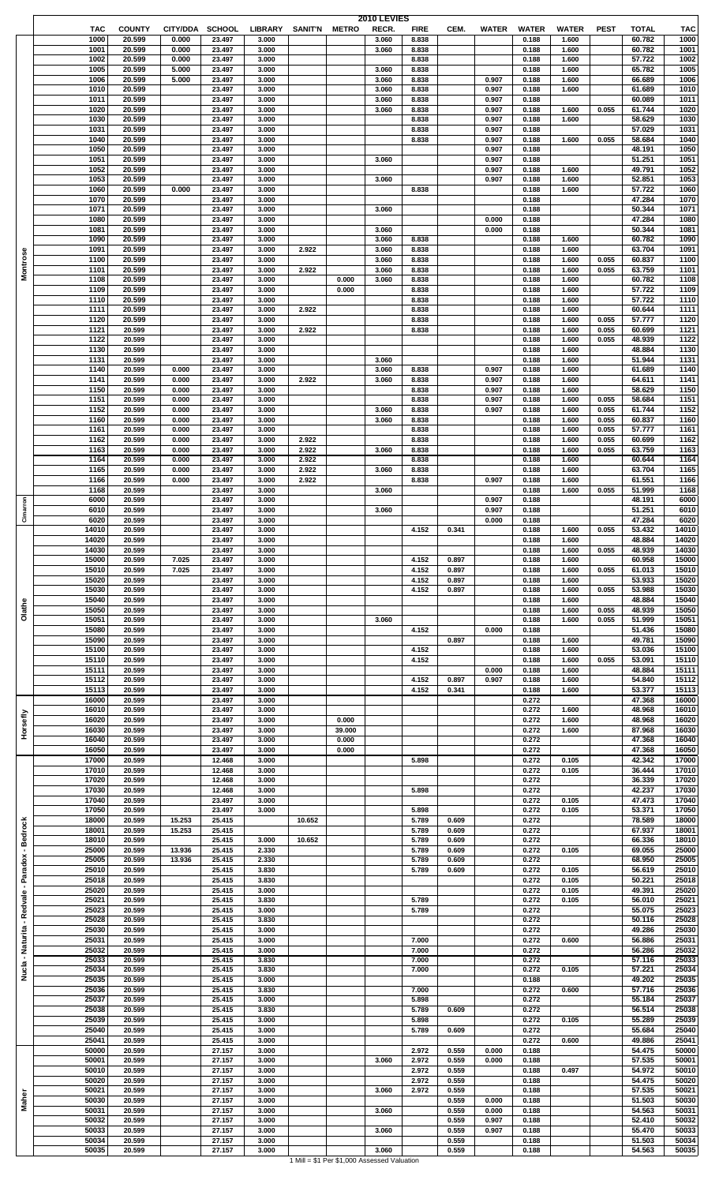**2010 LEVIES**

| | TAC | COUNTY | CITY/DDA | SCHOOL | LIBRARY | SANIT'N | METRO | RECR. | FIRE | CEM. | WATER | WATER | WATER | PEST | TOTAL | TAC |
|---|---|---|---|---|---|---|---|---|---|---|---|---|---|---|---|---|
| Montrose | 1000 | 20.599 | 0.000 | 23.497 | 3.000 | | | 3.060 | 8.838 | | | 0.188 | 1.600 | | 60.782 | 1000 |
| | 1001 | 20.599 | 0.000 | 23.497 | 3.000 | | | 3.060 | 8.838 | | | 0.188 | 1.600 | | 60.782 | 1001 |
| | 1002 | 20.599 | 0.000 | 23.497 | 3.000 | | | | 8.838 | | | 0.188 | 1.600 | | 57.722 | 1002 |
| | 1005 | 20.599 | 5.000 | 23.497 | 3.000 | | | 3.060 | 8.838 | | | 0.188 | 1.600 | | 65.782 | 1005 |
| | 1006 | 20.599 | 5.000 | 23.497 | 3.000 | | | 3.060 | 8.838 | | 0.907 | 0.188 | 1.600 | | 66.689 | 1006 |
| | 1010 | 20.599 | | 23.497 | 3.000 | | | 3.060 | 8.838 | | 0.907 | 0.188 | 1.600 | | 61.689 | 1010 |
| | 1011 | 20.599 | | 23.497 | 3.000 | | | 3.060 | 8.838 | | 0.907 | 0.188 | | | 60.089 | 1011 |
| | 1020 | 20.599 | | 23.497 | 3.000 | | | 3.060 | 8.838 | | 0.907 | 0.188 | 1.600 | 0.055 | 61.744 | 1020 |
| | 1030 | 20.599 | | 23.497 | 3.000 | | | | 8.838 | | 0.907 | 0.188 | 1.600 | | 58.629 | 1030 |
| | 1031 | 20.599 | | 23.497 | 3.000 | | | | 8.838 | | 0.907 | 0.188 | | | 57.029 | 1031 |
| | 1040 | 20.599 | | 23.497 | 3.000 | | | | 8.838 | | 0.907 | 0.188 | 1.600 | 0.055 | 58.684 | 1040 |
| | 1050 | 20.599 | | 23.497 | 3.000 | | | | | | 0.907 | 0.188 | | | 48.191 | 1050 |
| | 1051 | 20.599 | | 23.497 | 3.000 | | | 3.060 | | | 0.907 | 0.188 | | | 51.251 | 1051 |
| | 1052 | 20.599 | | 23.497 | 3.000 | | | | | | 0.907 | 0.188 | 1.600 | | 49.791 | 1052 |
| | 1053 | 20.599 | | 23.497 | 3.000 | | | 3.060 | | | 0.907 | 0.188 | 1.600 | | 52.851 | 1053 |
| | 1060 | 20.599 | 0.000 | 23.497 | 3.000 | | | | 8.838 | | | 0.188 | 1.600 | | 57.722 | 1060 |
| | 1070 | 20.599 | | 23.497 | 3.000 | | | | | | | 0.188 | | | 47.284 | 1070 |
| | 1071 | 20.599 | | 23.497 | 3.000 | | | 3.060 | | | | 0.188 | | | 50.344 | 1071 |
| | 1080 | 20.599 | | 23.497 | 3.000 | | | | | | 0.000 | 0.188 | | | 47.284 | 1080 |
| | 1081 | 20.599 | | 23.497 | 3.000 | | | 3.060 | | | 0.000 | 0.188 | | | 50.344 | 1081 |
| | 1090 | 20.599 | | 23.497 | 3.000 | | | 3.060 | 8.838 | | | 0.188 | 1.600 | | 60.782 | 1090 |
| | 1091 | 20.599 | | 23.497 | 3.000 | 2.922 | | 3.060 | 8.838 | | | 0.188 | 1.600 | | 63.704 | 1091 |
| | 1100 | 20.599 | | 23.497 | 3.000 | | | 3.060 | 8.838 | | | 0.188 | 1.600 | 0.055 | 60.837 | 1100 |
| | 1101 | 20.599 | | 23.497 | 3.000 | 2.922 | | 3.060 | 8.838 | | | 0.188 | 1.600 | 0.055 | 63.759 | 1101 |
| | 1108 | 20.599 | | 23.497 | 3.000 | | 0.000 | 3.060 | 8.838 | | | 0.188 | 1.600 | | 60.782 | 1108 |
| | 1109 | 20.599 | | 23.497 | 3.000 | | 0.000 | | 8.838 | | | 0.188 | 1.600 | | 57.722 | 1109 |
| | 1110 | 20.599 | | 23.497 | 3.000 | | | | 8.838 | | | 0.188 | 1.600 | | 57.722 | 1110 |
| | 1111 | 20.599 | | 23.497 | 3.000 | 2.922 | | | 8.838 | | | 0.188 | 1.600 | | 60.644 | 1111 |
| | 1120 | 20.599 | | 23.497 | 3.000 | | | | 8.838 | | | 0.188 | 1.600 | 0.055 | 57.777 | 1120 |
| | 1121 | 20.599 | | 23.497 | 3.000 | 2.922 | | | 8.838 | | | 0.188 | 1.600 | 0.055 | 60.699 | 1121 |
| | 1122 | 20.599 | | 23.497 | 3.000 | | | | | | | 0.188 | 1.600 | 0.055 | 48.939 | 1122 |
| | 1130 | 20.599 | | 23.497 | 3.000 | | | | | | | 0.188 | 1.600 | | 48.884 | 1130 |
| | 1131 | 20.599 | | 23.497 | 3.000 | | | 3.060 | | | | 0.188 | 1.600 | | 51.944 | 1131 |
| | 1140 | 20.599 | 0.000 | 23.497 | 3.000 | | | 3.060 | 8.838 | | 0.907 | 0.188 | 1.600 | | 61.689 | 1140 |
| | 1141 | 20.599 | 0.000 | 23.497 | 3.000 | 2.922 | | 3.060 | 8.838 | | 0.907 | 0.188 | 1.600 | | 64.611 | 1141 |
| | 1150 | 20.599 | 0.000 | 23.497 | 3.000 | | | | 8.838 | | 0.907 | 0.188 | 1.600 | | 58.629 | 1150 |
| | 1151 | 20.599 | 0.000 | 23.497 | 3.000 | | | | 8.838 | | 0.907 | 0.188 | 1.600 | 0.055 | 58.684 | 1151 |
| | 1152 | 20.599 | 0.000 | 23.497 | 3.000 | | | 3.060 | 8.838 | | 0.907 | 0.188 | 1.600 | 0.055 | 61.744 | 1152 |
| | 1160 | 20.599 | 0.000 | 23.497 | 3.000 | | | 3.060 | 8.838 | | | 0.188 | 1.600 | 0.055 | 60.837 | 1160 |
| | 1161 | 20.599 | 0.000 | 23.497 | 3.000 | | | | 8.838 | | | 0.188 | 1.600 | 0.055 | 57.777 | 1161 |
| | 1162 | 20.599 | 0.000 | 23.497 | 3.000 | 2.922 | | | 8.838 | | | 0.188 | 1.600 | 0.055 | 60.699 | 1162 |
| | 1163 | 20.599 | 0.000 | 23.497 | 3.000 | 2.922 | | 3.060 | 8.838 | | | 0.188 | 1.600 | 0.055 | 63.759 | 1163 |
| | 1164 | 20.599 | 0.000 | 23.497 | 3.000 | 2.922 | | | 8.838 | | | 0.188 | 1.600 | | 60.644 | 1164 |
| | 1165 | 20.599 | 0.000 | 23.497 | 3.000 | 2.922 | | 3.060 | 8.838 | | | 0.188 | 1.600 | | 63.704 | 1165 |
| | 1166 | 20.599 | 0.000 | 23.497 | 3.000 | 2.922 | | | 8.838 | | 0.907 | 0.188 | 1.600 | | 61.551 | 1166 |
| | 1168 | 20.599 | | 23.497 | 3.000 | | | 3.060 | | | | 0.188 | 1.600 | 0.055 | 51.999 | 1168 |
| Cimarron | 6000 | 20.599 | | 23.497 | 3.000 | | | | | | 0.907 | 0.188 | | | 48.191 | 6000 |
| | 6010 | 20.599 | | 23.497 | 3.000 | | | 3.060 | | | 0.907 | 0.188 | | | 51.251 | 6010 |
| | 6020 | 20.599 | | 23.497 | 3.000 | | | | | | 0.000 | 0.188 | | | 47.284 | 6020 |
| Olathe | 14010 | 20.599 | | 23.497 | 3.000 | | | | 4.152 | 0.341 | | 0.188 | 1.600 | 0.055 | 53.432 | 14010 |
| | 14020 | 20.599 | | 23.497 | 3.000 | | | | | | | 0.188 | 1.600 | | 48.884 | 14020 |
| | 14030 | 20.599 | | 23.497 | 3.000 | | | | | | | 0.188 | 1.600 | 0.055 | 48.939 | 14030 |
| | 15000 | 20.599 | 7.025 | 23.497 | 3.000 | | | | 4.152 | 0.897 | | 0.188 | 1.600 | | 60.958 | 15000 |
| | 15010 | 20.599 | 7.025 | 23.497 | 3.000 | | | | 4.152 | 0.897 | | 0.188 | 1.600 | 0.055 | 61.013 | 15010 |
| | 15020 | 20.599 | | 23.497 | 3.000 | | | | 4.152 | 0.897 | | 0.188 | 1.600 | | 53.933 | 15020 |
| | 15030 | 20.599 | | 23.497 | 3.000 | | | | 4.152 | 0.897 | | 0.188 | 1.600 | 0.055 | 53.988 | 15030 |
| | 15040 | 20.599 | | 23.497 | 3.000 | | | | | | | 0.188 | 1.600 | | 48.884 | 15040 |
| | 15050 | 20.599 | | 23.497 | 3.000 | | | | | | | 0.188 | 1.600 | 0.055 | 48.939 | 15050 |
| | 15051 | 20.599 | | 23.497 | 3.000 | | | 3.060 | | | | 0.188 | 1.600 | 0.055 | 51.999 | 15051 |
| | 15080 | 20.599 | | 23.497 | 3.000 | | | | 4.152 | | 0.000 | 0.188 | | | 51.436 | 15080 |
| | 15090 | 20.599 | | 23.497 | 3.000 | | | | | 0.897 | | 0.188 | 1.600 | | 49.781 | 15090 |
| | 15100 | 20.599 | | 23.497 | 3.000 | | | | 4.152 | | | 0.188 | 1.600 | | 53.036 | 15100 |
| | 15110 | 20.599 | | 23.497 | 3.000 | | | | 4.152 | | | 0.188 | 1.600 | 0.055 | 53.091 | 15110 |
| | 15111 | 20.599 | | 23.497 | 3.000 | | | | | | 0.000 | 0.188 | 1.600 | | 48.884 | 15111 |
| | 15112 | 20.599 | | 23.497 | 3.000 | | | | 4.152 | 0.897 | 0.907 | 0.188 | 1.600 | | 54.840 | 15112 |
| | 15113 | 20.599 | | 23.497 | 3.000 | | | | 4.152 | 0.341 | | 0.188 | 1.600 | | 53.377 | 15113 |
| Horsefly | 16000 | 20.599 | | 23.497 | 3.000 | | | | | | | 0.272 | | | 47.368 | 16000 |
| | 16010 | 20.599 | | 23.497 | 3.000 | | | | | | | 0.272 | 1.600 | | 48.968 | 16010 |
| | 16020 | 20.599 | | 23.497 | 3.000 | | 0.000 | | | | | 0.272 | 1.600 | | 48.968 | 16020 |
| | 16030 | 20.599 | | 23.497 | 3.000 | | 39.000 | | | | | 0.272 | 1.600 | | 87.968 | 16030 |
| | 16040 | 20.599 | | 23.497 | 3.000 | | 0.000 | | | | | 0.272 | | | 47.368 | 16040 |
| | 16050 | 20.599 | | 23.497 | 3.000 | | 0.000 | | | | | 0.272 | | | 47.368 | 16050 |
| Nucla - Naturita - Redvale - Paradox - Bedrock | 17000 | 20.599 | | 12.468 | 3.000 | | | | 5.898 | | | 0.272 | 0.105 | | 42.342 | 17000 |
| | 17010 | 20.599 | | 12.468 | 3.000 | | | | | | | 0.272 | 0.105 | | 36.444 | 17010 |
| | 17020 | 20.599 | | 12.468 | 3.000 | | | | | | | 0.272 | | | 36.339 | 17020 |
| | 17030 | 20.599 | | 12.468 | 3.000 | | | | 5.898 | | | 0.272 | | | 42.237 | 17030 |
| | 17040 | 20.599 | | 23.497 | 3.000 | | | | | | | 0.272 | 0.105 | | 47.473 | 17040 |
| | 17050 | 20.599 | | 23.497 | 3.000 | | | | 5.898 | | | 0.272 | 0.105 | | 53.371 | 17050 |
| | 18000 | 20.599 | 15.253 | 25.415 | | 10.652 | | | 5.789 | 0.609 | | 0.272 | | | 78.589 | 18000 |
| | 18001 | 20.599 | 15.253 | 25.415 | | | | | 5.789 | 0.609 | | 0.272 | | | 67.937 | 18001 |
| | 18010 | 20.599 | | 25.415 | 3.000 | 10.652 | | | 5.789 | 0.609 | | 0.272 | | | 66.336 | 18010 |
| | 25000 | 20.599 | 13.936 | 25.415 | 2.330 | | | | 5.789 | 0.609 | | 0.272 | 0.105 | | 69.055 | 25000 |
| | 25005 | 20.599 | 13.936 | 25.415 | 2.330 | | | | 5.789 | 0.609 | | 0.272 | | | 68.950 | 25005 |
| | 25010 | 20.599 | | 25.415 | 3.830 | | | | 5.789 | 0.609 | | 0.272 | 0.105 | | 56.619 | 25010 |
| | 25018 | 20.599 | | 25.415 | 3.830 | | | | | | | 0.272 | 0.105 | | 50.221 | 25018 |
| | 25020 | 20.599 | | 25.415 | 3.000 | | | | | | | 0.272 | 0.105 | | 49.391 | 25020 |
| | 25021 | 20.599 | | 25.415 | 3.830 | | | | 5.789 | | | 0.272 | 0.105 | | 56.010 | 25021 |
| | 25023 | 20.599 | | 25.415 | 3.000 | | | | 5.789 | | | 0.272 | | | 55.075 | 25023 |
| | 25028 | 20.599 | | 25.415 | 3.830 | | | | | | | 0.272 | | | 50.116 | 25028 |
| | 25030 | 20.599 | | 25.415 | 3.000 | | | | | | | 0.272 | | | 49.286 | 25030 |
| | 25031 | 20.599 | | 25.415 | 3.000 | | | | 7.000 | | | 0.272 | 0.600 | | 56.886 | 25031 |
| | 25032 | 20.599 | | 25.415 | 3.000 | | | | 7.000 | | | 0.272 | | | 56.286 | 25032 |
| | 25033 | 20.599 | | 25.415 | 3.830 | | | | 7.000 | | | 0.272 | | | 57.116 | 25033 |
| | 25034 | 20.599 | | 25.415 | 3.830 | | | | 7.000 | | | 0.272 | 0.105 | | 57.221 | 25034 |
| | 25035 | 20.599 | | 25.415 | 3.000 | | | | | | | 0.188 | | | 49.202 | 25035 |
| | 25036 | 20.599 | | 25.415 | 3.830 | | | | 7.000 | | | 0.272 | 0.600 | | 57.716 | 25036 |
| | 25037 | 20.599 | | 25.415 | 3.000 | | | | 5.898 | | | 0.272 | | | 55.184 | 25037 |
| | 25038 | 20.599 | | 25.415 | 3.830 | | | | 5.789 | 0.609 | | 0.272 | | | 56.514 | 25038 |
| | 25039 | 20.599 | | 25.415 | 3.000 | | | | 5.898 | | | 0.272 | 0.105 | | 55.289 | 25039 |
| | 25040 | 20.599 | | 25.415 | 3.000 | | | | 5.789 | 0.609 | | 0.272 | | | 55.684 | 25040 |
| | 25041 | 20.599 | | 25.415 | 3.000 | | | | | | | 0.272 | 0.600 | | 49.886 | 25041 |
| Maher | 50000 | 20.599 | | 27.157 | 3.000 | | | | 2.972 | 0.559 | 0.000 | 0.188 | | | 54.475 | 50000 |
| | 50001 | 20.599 | | 27.157 | 3.000 | | | 3.060 | 2.972 | 0.559 | 0.000 | 0.188 | | | 57.535 | 50001 |
| | 50010 | 20.599 | | 27.157 | 3.000 | | | | 2.972 | 0.559 | | 0.188 | 0.497 | | 54.972 | 50010 |
| | 50020 | 20.599 | | 27.157 | 3.000 | | | | 2.972 | 0.559 | | 0.188 | | | 54.475 | 50020 |
| | 50021 | 20.599 | | 27.157 | 3.000 | | | 3.060 | 2.972 | 0.559 | | 0.188 | | | 57.535 | 50021 |
| | 50030 | 20.599 | | 27.157 | 3.000 | | | | | 0.559 | 0.000 | 0.188 | | | 51.503 | 50030 |
| | 50031 | 20.599 | | 27.157 | 3.000 | | | 3.060 | | 0.559 | 0.000 | 0.188 | | | 54.563 | 50031 |
| | 50032 | 20.599 | | 27.157 | 3.000 | | | | | 0.559 | 0.907 | 0.188 | | | 52.410 | 50032 |
| | 50033 | 20.599 | | 27.157 | 3.000 | | | 3.060 | | 0.559 | 0.907 | 0.188 | | | 55.470 | 50033 |
| | 50034 | 20.599 | | 27.157 | 3.000 | | | | | 0.559 | | 0.188 | | | 51.503 | 50034 |
| | 50035 | 20.599 | | 27.157 | 3.000 | | | 3.060 | | 0.559 | | 0.188 | | | 54.563 | 50035 |

1 Mill = $1 Per $1,000 Assessed Valuation